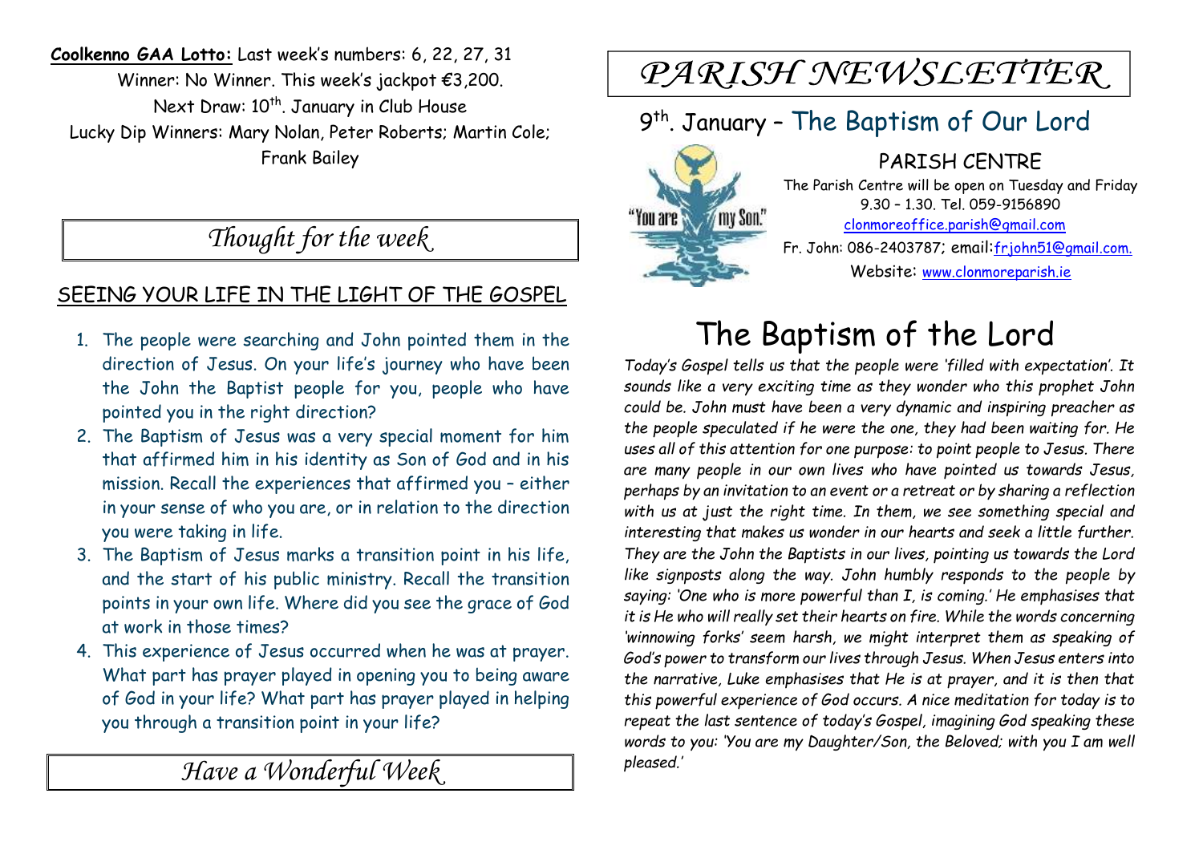**Coolkenno GAA Lotto:** Last week's numbers: 6, 22, 27, 31

Winner: No Winner. This week's jackpot €3,200.

Next Draw: 10th. January in Club House

Lucky Dip Winners: Mary Nolan, Peter Roberts; Martin Cole; Frank Bailey

## *Thought for the week*

### SEEING YOUR LIFE IN THE LIGHT OF THE GOSPEL

1. The people were searching and John pointed them in the direction of Jesus. On your life's journey who have been the John the Baptist people for you, people who have pointed you in the right direction?
2. The Baptism of Jesus was a very special moment for him that affirmed him in his identity as Son of God and in his mission. Recall the experiences that affirmed you – either in your sense of who you are, or in relation to the direction you were taking in life.
3. The Baptism of Jesus marks a transition point in his life, and the start of his public ministry. Recall the transition points in your own life. Where did you see the grace of God at work in those times?
4. This experience of Jesus occurred when he was at prayer. What part has prayer played in opening you to being aware of God in your life? What part has prayer played in helping you through a transition point in your life?

## *Have a Wonderful Week*

# *PARISH NEWSLETTER*

## 9th. January – The Baptism of Our Lord

### PARISH CENTRE

The Parish Centre will be open on Tuesday and Friday 9.30 – 1.30. Tel. 059-9156890

clonmoreoffice.parish@gmail.com

Fr. John: 086-2403787; email:frjohn51@gmail.com.

Website: www.clonmoreparish.ie

# The Baptism of the Lord

*Today's Gospel tells us that the people were 'filled with expectation'. It sounds like a very exciting time as they wonder who this prophet John could be. John must have been a very dynamic and inspiring preacher as the people speculated if he were the one, they had been waiting for. He uses all of this attention for one purpose: to point people to Jesus. There are many people in our own lives who have pointed us towards Jesus, perhaps by an invitation to an event or a retreat or by sharing a reflection with us at just the right time. In them, we see something special and interesting that makes us wonder in our hearts and seek a little further. They are the John the Baptists in our lives, pointing us towards the Lord like signposts along the way. John humbly responds to the people by saying: 'One who is more powerful than I, is coming.' He emphasises that it is He who will really set their hearts on fire. While the words concerning 'winnowing forks' seem harsh, we might interpret them as speaking of God's power to transform our lives through Jesus. When Jesus enters into the narrative, Luke emphasises that He is at prayer, and it is then that this powerful experience of God occurs. A nice meditation for today is to repeat the last sentence of today's Gospel, imagining God speaking these words to you: 'You are my Daughter/Son, the Beloved; with you I am well pleased.'*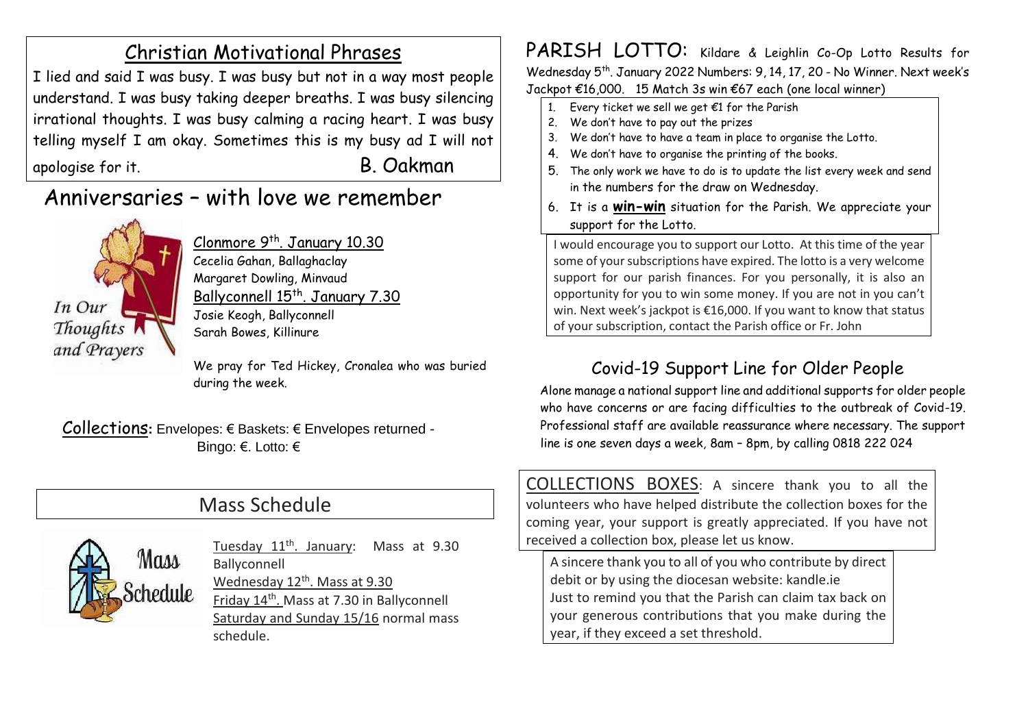## Christian Motivational Phrases

I lied and said I was busy. I was busy but not in a way most people understand. I was busy taking deeper breaths. I was busy silencing irrational thoughts. I was busy calming a racing heart. I was busy telling myself I am okay. Sometimes this is my busy ad I will not apologise for it.

B. Oakman

## Anniversaries – with love we remember

In Our Thoughts and Prayers

Clonmore 9th. January 10.30
Cecelia Gahan, Ballaghaclay
Margaret Dowling, Minvaud

Ballyconnell 15th. January 7.30
Josie Keogh, Ballyconnell
Sarah Bowes, Killinure

We pray for Ted Hickey, Cronalea who was buried during the week.

Collections: Envelopes: € Baskets: € Envelopes returned -
Bingo: €. Lotto: €

## Mass Schedule

Tuesday 11th. January: Mass at 9.30 Ballyconnell
Wednesday 12th. Mass at 9.30
Friday 14th. Mass at 7.30 in Ballyconnell
Saturday and Sunday 15/16 normal mass schedule.

**PARISH LOTTO:** Kildare & Leighlin Co-Op Lotto Results for Wednesday 5th. January 2022 Numbers: 9, 14, 17, 20 - No Winner. Next week's Jackpot €16,000. 15 Match 3s win €67 each (one local winner)

1. Every ticket we sell we get €1 for the Parish
2. We don't have to pay out the prizes
3. We don't have to have a team in place to organise the Lotto.
4. We don't have to organise the printing of the books.
5. The only work we have to do is to update the list every week and send in the numbers for the draw on Wednesday.
6. It is a **win-win** situation for the Parish. We appreciate your support for the Lotto.

I would encourage you to support our Lotto. At this time of the year some of your subscriptions have expired. The lotto is a very welcome support for our parish finances. For you personally, it is also an opportunity for you to win some money. If you are not in you can't win. Next week's jackpot is €16,000. If you want to know that status of your subscription, contact the Parish office or Fr. John

## Covid-19 Support Line for Older People

Alone manage a national support line and additional supports for older people who have concerns or are facing difficulties to the outbreak of Covid-19. Professional staff are available reassurance where necessary. The support line is one seven days a week, 8am – 8pm, by calling 0818 222 024

COLLECTIONS BOXES: A sincere thank you to all the volunteers who have helped distribute the collection boxes for the coming year, your support is greatly appreciated. If you have not received a collection box, please let us know.

A sincere thank you to all of you who contribute by direct debit or by using the diocesan website: kandle.ie
Just to remind you that the Parish can claim tax back on your generous contributions that you make during the year, if they exceed a set threshold.